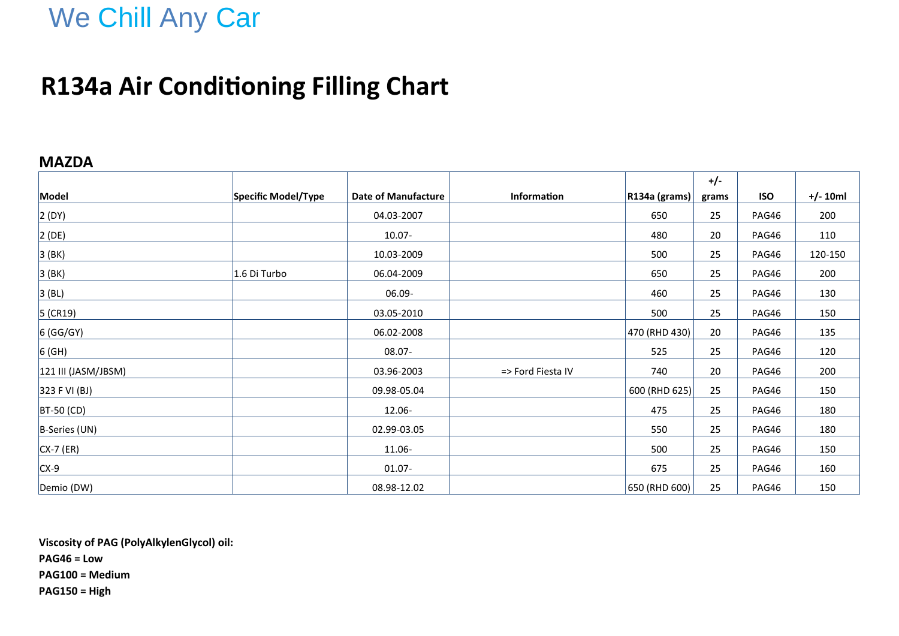We Chill Any Car

# R134a Air Conditioning Filling Chart

## MAZDA

| Model | Specific Model/Type | Date of Manufacture | Information | R134a (grams) | +/- grams | ISO | +/- 10ml |
|---|---|---|---|---|---|---|---|
| 2 (DY) | | 04.03-2007 | | 650 | 25 | PAG46 | 200 |
| 2 (DE) | | 10.07- | | 480 | 20 | PAG46 | 110 |
| 3 (BK) | | 10.03-2009 | | 500 | 25 | PAG46 | 120-150 |
| 3 (BK) | 1.6 Di Turbo | 06.04-2009 | | 650 | 25 | PAG46 | 200 |
| 3 (BL) | | 06.09- | | 460 | 25 | PAG46 | 130 |
| 5 (CR19) | | 03.05-2010 | | 500 | 25 | PAG46 | 150 |
| 6 (GG/GY) | | 06.02-2008 | | 470 (RHD 430) | 20 | PAG46 | 135 |
| 6 (GH) | | 08.07- | | 525 | 25 | PAG46 | 120 |
| 121 III (JASM/JBSM) | | 03.96-2003 | => Ford Fiesta IV | 740 | 20 | PAG46 | 200 |
| 323 F VI (BJ) | | 09.98-05.04 | | 600 (RHD 625) | 25 | PAG46 | 150 |
| BT-50 (CD) | | 12.06- | | 475 | 25 | PAG46 | 180 |
| B-Series (UN) | | 02.99-03.05 | | 550 | 25 | PAG46 | 180 |
| CX-7 (ER) | | 11.06- | | 500 | 25 | PAG46 | 150 |
| CX-9 | | 01.07- | | 675 | 25 | PAG46 | 160 |
| Demio (DW) | | 08.98-12.02 | | 650 (RHD 600) | 25 | PAG46 | 150 |

**Viscosity of PAG (PolyAlkylenGlycol) oil:**
**PAG46 = Low**
**PAG100 = Medium**
**PAG150 = High**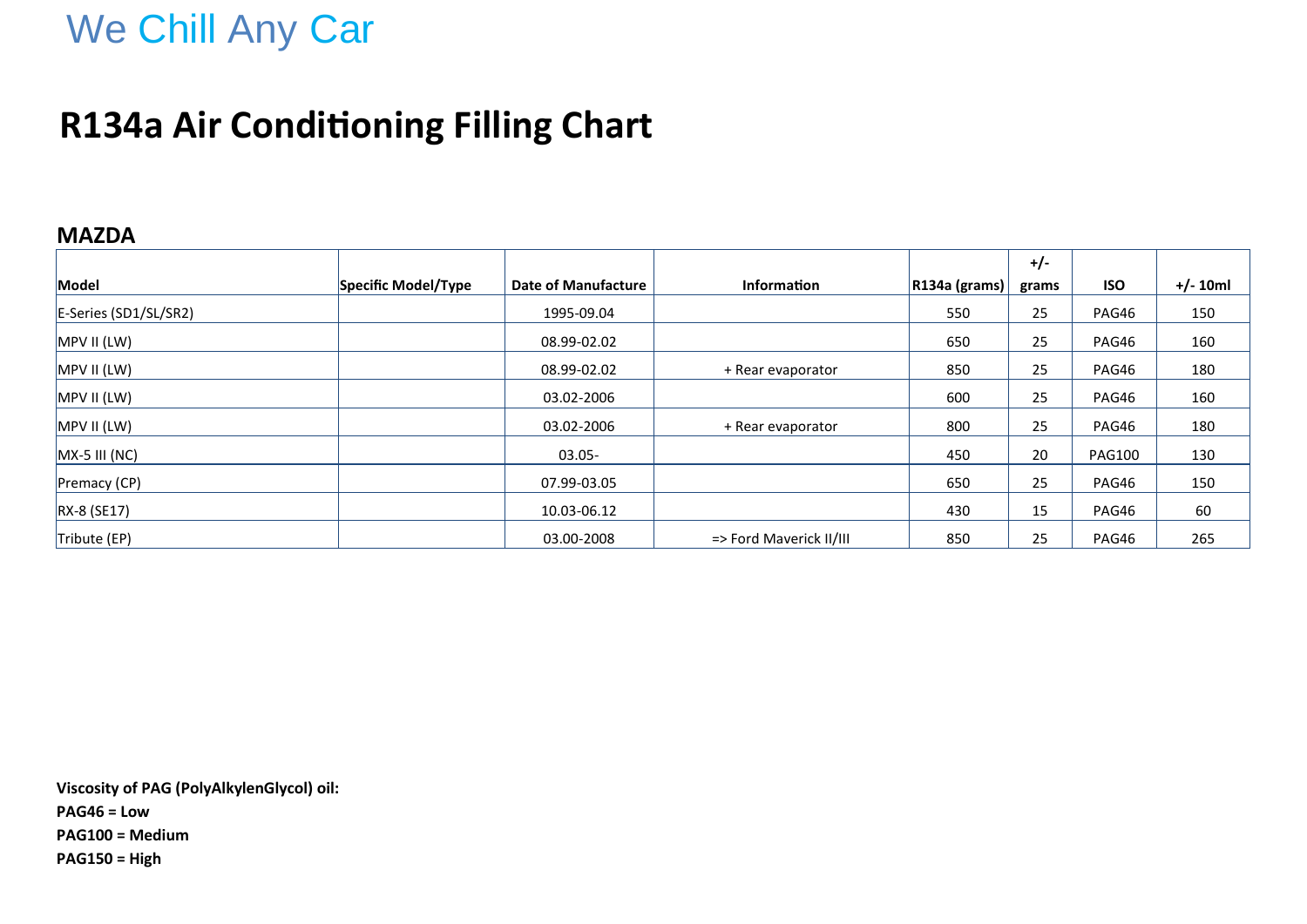We Chill Any Car

# R134a Air Conditioning Filling Chart

## MAZDA

| Model | Specific Model/Type | Date of Manufacture | Information | R134a (grams) | +/- grams | ISO | +/- 10ml |
|---|---|---|---|---|---|---|---|
| E-Series (SD1/SL/SR2) | | 1995-09.04 | | 550 | 25 | PAG46 | 150 |
| MPV II (LW) | | 08.99-02.02 | | 650 | 25 | PAG46 | 160 |
| MPV II (LW) | | 08.99-02.02 | + Rear evaporator | 850 | 25 | PAG46 | 180 |
| MPV II (LW) | | 03.02-2006 | | 600 | 25 | PAG46 | 160 |
| MPV II (LW) | | 03.02-2006 | + Rear evaporator | 800 | 25 | PAG46 | 180 |
| MX-5 III (NC) | | 03.05- | | 450 | 20 | PAG100 | 130 |
| Premacy (CP) | | 07.99-03.05 | | 650 | 25 | PAG46 | 150 |
| RX-8 (SE17) | | 10.03-06.12 | | 430 | 15 | PAG46 | 60 |
| Tribute (EP) | | 03.00-2008 | => Ford Maverick II/III | 850 | 25 | PAG46 | 265 |

**Viscosity of PAG (PolyAlkylenGlycol) oil:**
**PAG46 = Low**
**PAG100 = Medium**
**PAG150 = High**